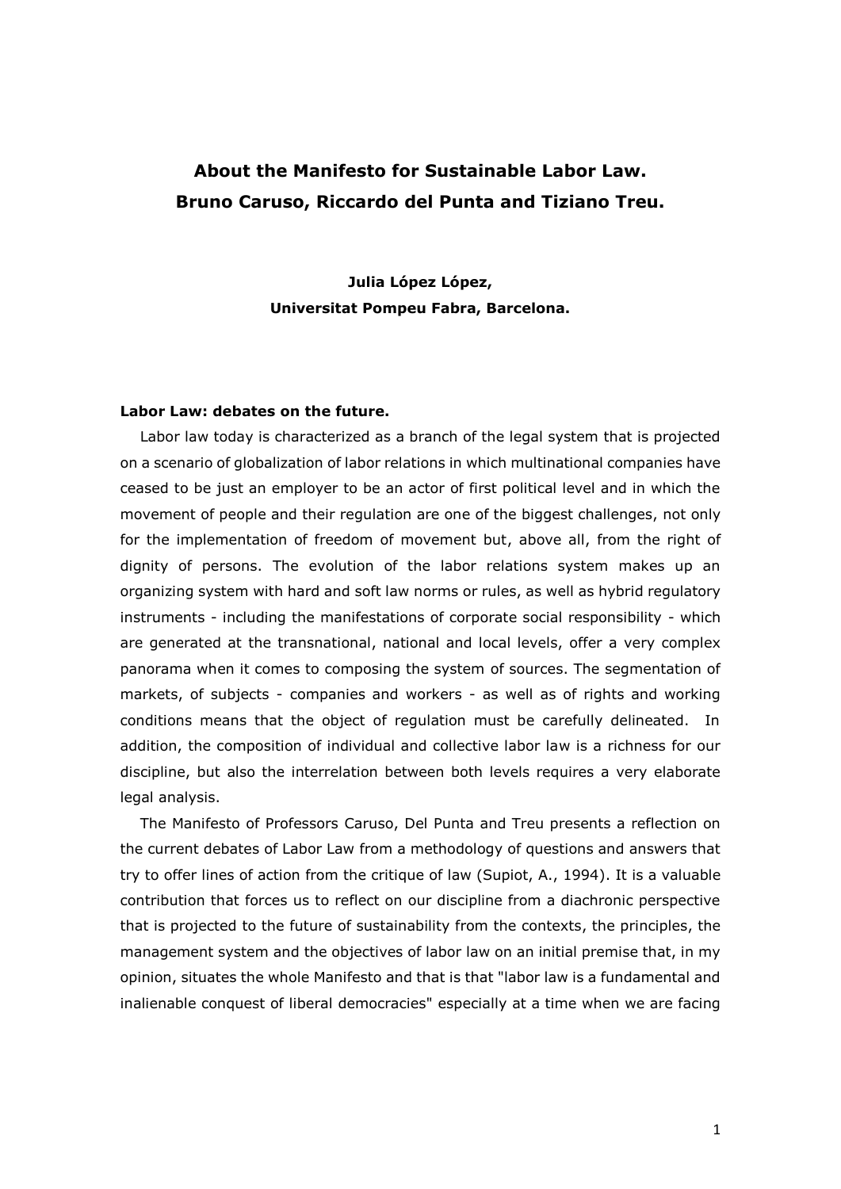# About the Manifesto for Sustainable Labor Law. Bruno Caruso, Riccardo del Punta and Tiziano Treu.

**Julia López López,**
**Universitat Pompeu Fabra, Barcelona.**

## Labor Law: debates on the future.

Labor law today is characterized as a branch of the legal system that is projected on a scenario of globalization of labor relations in which multinational companies have ceased to be just an employer to be an actor of first political level and in which the movement of people and their regulation are one of the biggest challenges, not only for the implementation of freedom of movement but, above all, from the right of dignity of persons. The evolution of the labor relations system makes up an organizing system with hard and soft law norms or rules, as well as hybrid regulatory instruments - including the manifestations of corporate social responsibility - which are generated at the transnational, national and local levels, offer a very complex panorama when it comes to composing the system of sources. The segmentation of markets, of subjects - companies and workers - as well as of rights and working conditions means that the object of regulation must be carefully delineated. In addition, the composition of individual and collective labor law is a richness for our discipline, but also the interrelation between both levels requires a very elaborate legal analysis.

The Manifesto of Professors Caruso, Del Punta and Treu presents a reflection on the current debates of Labor Law from a methodology of questions and answers that try to offer lines of action from the critique of law (Supiot, A., 1994). It is a valuable contribution that forces us to reflect on our discipline from a diachronic perspective that is projected to the future of sustainability from the contexts, the principles, the management system and the objectives of labor law on an initial premise that, in my opinion, situates the whole Manifesto and that is that "labor law is a fundamental and inalienable conquest of liberal democracies" especially at a time when we are facing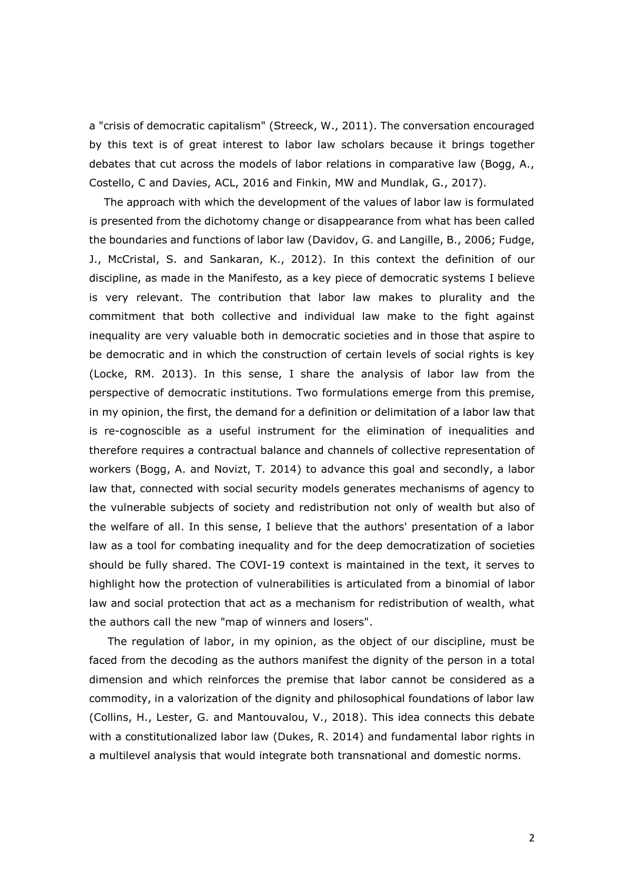a "crisis of democratic capitalism" (Streeck, W., 2011). The conversation encouraged by this text is of great interest to labor law scholars because it brings together debates that cut across the models of labor relations in comparative law (Bogg, A., Costello, C and Davies, ACL, 2016 and Finkin, MW and Mundlak, G., 2017).

The approach with which the development of the values of labor law is formulated is presented from the dichotomy change or disappearance from what has been called the boundaries and functions of labor law (Davidov, G. and Langille, B., 2006; Fudge, J., McCristal, S. and Sankaran, K., 2012). In this context the definition of our discipline, as made in the Manifesto, as a key piece of democratic systems I believe is very relevant. The contribution that labor law makes to plurality and the commitment that both collective and individual law make to the fight against inequality are very valuable both in democratic societies and in those that aspire to be democratic and in which the construction of certain levels of social rights is key (Locke, RM. 2013). In this sense, I share the analysis of labor law from the perspective of democratic institutions. Two formulations emerge from this premise, in my opinion, the first, the demand for a definition or delimitation of a labor law that is re-cognoscible as a useful instrument for the elimination of inequalities and therefore requires a contractual balance and channels of collective representation of workers (Bogg, A. and Novizt, T. 2014) to advance this goal and secondly, a labor law that, connected with social security models generates mechanisms of agency to the vulnerable subjects of society and redistribution not only of wealth but also of the welfare of all. In this sense, I believe that the authors' presentation of a labor law as a tool for combating inequality and for the deep democratization of societies should be fully shared. The COVI-19 context is maintained in the text, it serves to highlight how the protection of vulnerabilities is articulated from a binomial of labor law and social protection that act as a mechanism for redistribution of wealth, what the authors call the new "map of winners and losers".

The regulation of labor, in my opinion, as the object of our discipline, must be faced from the decoding as the authors manifest the dignity of the person in a total dimension and which reinforces the premise that labor cannot be considered as a commodity, in a valorization of the dignity and philosophical foundations of labor law (Collins, H., Lester, G. and Mantouvalou, V., 2018). This idea connects this debate with a constitutionalized labor law (Dukes, R. 2014) and fundamental labor rights in a multilevel analysis that would integrate both transnational and domestic norms.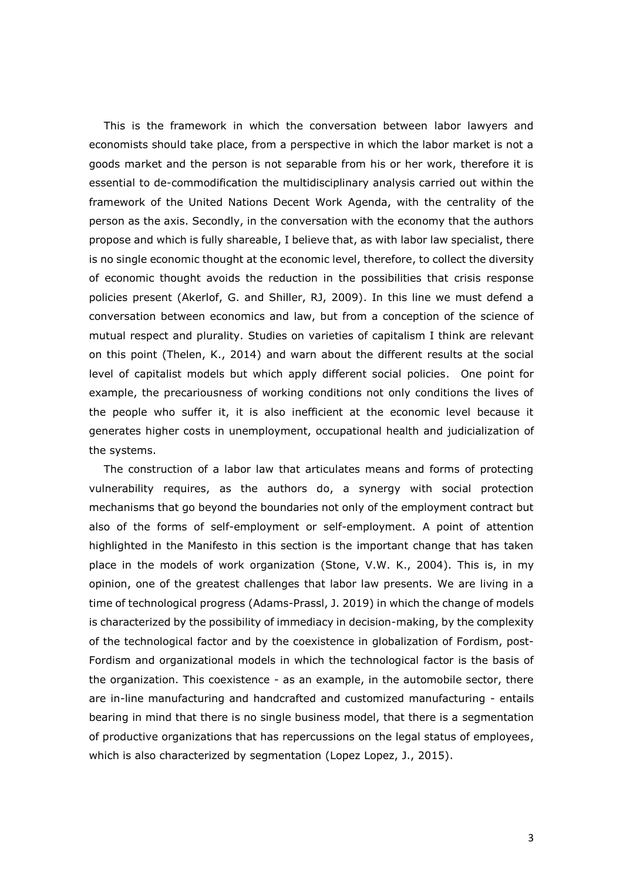This is the framework in which the conversation between labor lawyers and economists should take place, from a perspective in which the labor market is not a goods market and the person is not separable from his or her work, therefore it is essential to de-commodification the multidisciplinary analysis carried out within the framework of the United Nations Decent Work Agenda, with the centrality of the person as the axis. Secondly, in the conversation with the economy that the authors propose and which is fully shareable, I believe that, as with labor law specialist, there is no single economic thought at the economic level, therefore, to collect the diversity of economic thought avoids the reduction in the possibilities that crisis response policies present (Akerlof, G. and Shiller, RJ, 2009). In this line we must defend a conversation between economics and law, but from a conception of the science of mutual respect and plurality. Studies on varieties of capitalism I think are relevant on this point (Thelen, K., 2014) and warn about the different results at the social level of capitalist models but which apply different social policies. One point for example, the precariousness of working conditions not only conditions the lives of the people who suffer it, it is also inefficient at the economic level because it generates higher costs in unemployment, occupational health and judicialization of the systems.

The construction of a labor law that articulates means and forms of protecting vulnerability requires, as the authors do, a synergy with social protection mechanisms that go beyond the boundaries not only of the employment contract but also of the forms of self-employment or self-employment. A point of attention highlighted in the Manifesto in this section is the important change that has taken place in the models of work organization (Stone, V.W. K., 2004). This is, in my opinion, one of the greatest challenges that labor law presents. We are living in a time of technological progress (Adams-Prassl, J. 2019) in which the change of models is characterized by the possibility of immediacy in decision-making, by the complexity of the technological factor and by the coexistence in globalization of Fordism, post-Fordism and organizational models in which the technological factor is the basis of the organization. This coexistence - as an example, in the automobile sector, there are in-line manufacturing and handcrafted and customized manufacturing - entails bearing in mind that there is no single business model, that there is a segmentation of productive organizations that has repercussions on the legal status of employees, which is also characterized by segmentation (Lopez Lopez, J., 2015).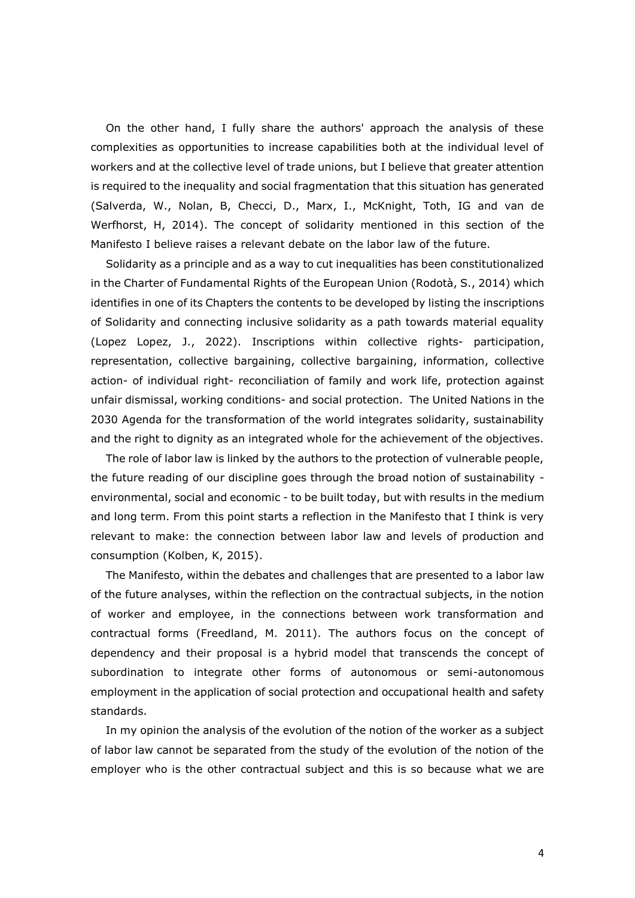On the other hand, I fully share the authors' approach the analysis of these complexities as opportunities to increase capabilities both at the individual level of workers and at the collective level of trade unions, but I believe that greater attention is required to the inequality and social fragmentation that this situation has generated (Salverda, W., Nolan, B, Checci, D., Marx, I., McKnight, Toth, IG and van de Werfhorst, H, 2014). The concept of solidarity mentioned in this section of the Manifesto I believe raises a relevant debate on the labor law of the future.

Solidarity as a principle and as a way to cut inequalities has been constitutionalized in the Charter of Fundamental Rights of the European Union (Rodotà, S., 2014) which identifies in one of its Chapters the contents to be developed by listing the inscriptions of Solidarity and connecting inclusive solidarity as a path towards material equality (Lopez Lopez, J., 2022). Inscriptions within collective rights- participation, representation, collective bargaining, collective bargaining, information, collective action- of individual right- reconciliation of family and work life, protection against unfair dismissal, working conditions- and social protection. The United Nations in the 2030 Agenda for the transformation of the world integrates solidarity, sustainability and the right to dignity as an integrated whole for the achievement of the objectives.

The role of labor law is linked by the authors to the protection of vulnerable people, the future reading of our discipline goes through the broad notion of sustainability - environmental, social and economic - to be built today, but with results in the medium and long term. From this point starts a reflection in the Manifesto that I think is very relevant to make: the connection between labor law and levels of production and consumption (Kolben, K, 2015).

The Manifesto, within the debates and challenges that are presented to a labor law of the future analyses, within the reflection on the contractual subjects, in the notion of worker and employee, in the connections between work transformation and contractual forms (Freedland, M. 2011). The authors focus on the concept of dependency and their proposal is a hybrid model that transcends the concept of subordination to integrate other forms of autonomous or semi-autonomous employment in the application of social protection and occupational health and safety standards.

In my opinion the analysis of the evolution of the notion of the worker as a subject of labor law cannot be separated from the study of the evolution of the notion of the employer who is the other contractual subject and this is so because what we are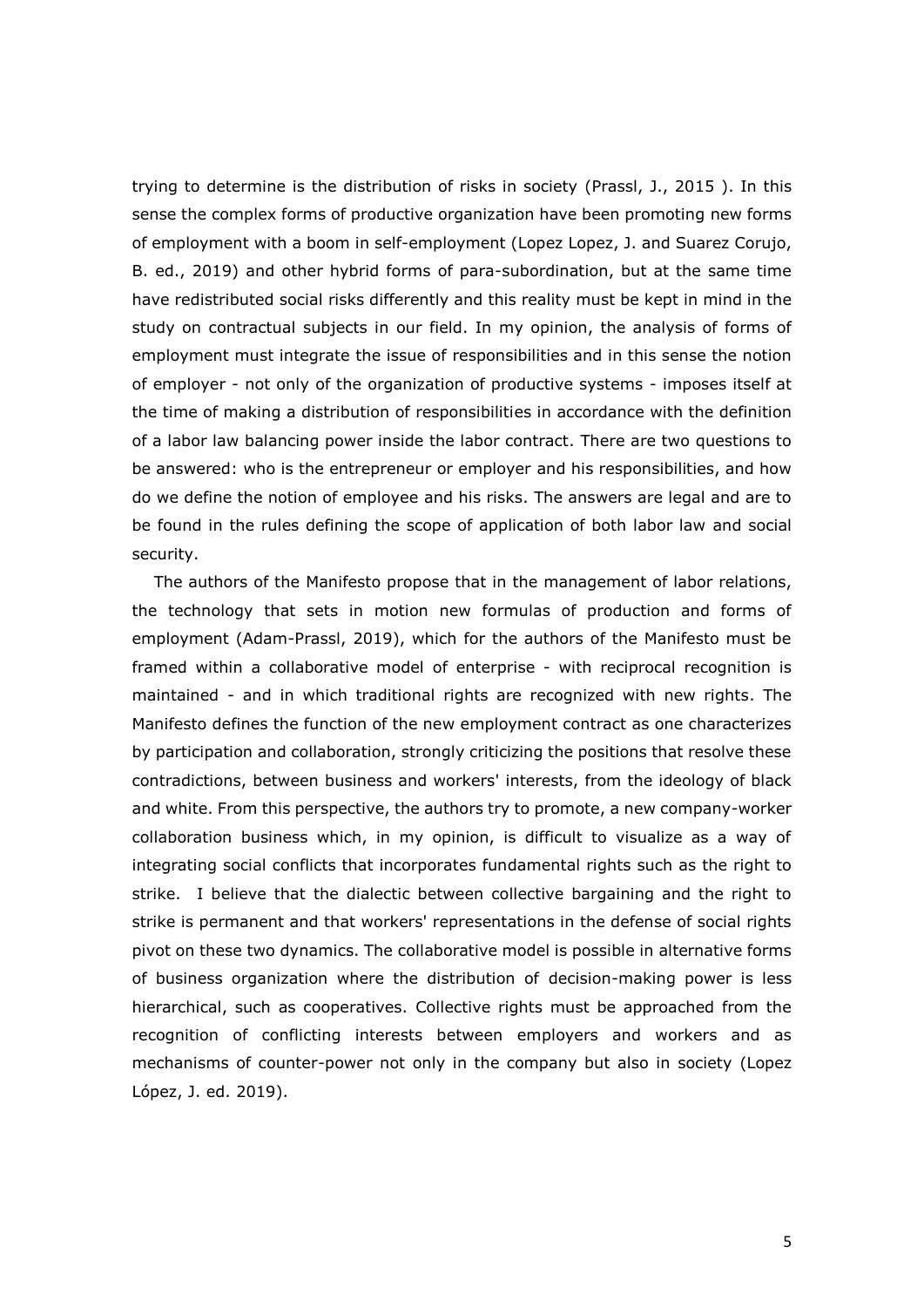trying to determine is the distribution of risks in society (Prassl, J., 2015 ). In this sense the complex forms of productive organization have been promoting new forms of employment with a boom in self-employment (Lopez Lopez, J. and Suarez Corujo, B. ed., 2019) and other hybrid forms of para-subordination, but at the same time have redistributed social risks differently and this reality must be kept in mind in the study on contractual subjects in our field. In my opinion, the analysis of forms of employment must integrate the issue of responsibilities and in this sense the notion of employer - not only of the organization of productive systems - imposes itself at the time of making a distribution of responsibilities in accordance with the definition of a labor law balancing power inside the labor contract. There are two questions to be answered: who is the entrepreneur or employer and his responsibilities, and how do we define the notion of employee and his risks. The answers are legal and are to be found in the rules defining the scope of application of both labor law and social security.

The authors of the Manifesto propose that in the management of labor relations, the technology that sets in motion new formulas of production and forms of employment (Adam-Prassl, 2019), which for the authors of the Manifesto must be framed within a collaborative model of enterprise - with reciprocal recognition is maintained - and in which traditional rights are recognized with new rights. The Manifesto defines the function of the new employment contract as one characterizes by participation and collaboration, strongly criticizing the positions that resolve these contradictions, between business and workers' interests, from the ideology of black and white. From this perspective, the authors try to promote, a new company-worker collaboration business which, in my opinion, is difficult to visualize as a way of integrating social conflicts that incorporates fundamental rights such as the right to strike. I believe that the dialectic between collective bargaining and the right to strike is permanent and that workers' representations in the defense of social rights pivot on these two dynamics. The collaborative model is possible in alternative forms of business organization where the distribution of decision-making power is less hierarchical, such as cooperatives. Collective rights must be approached from the recognition of conflicting interests between employers and workers and as mechanisms of counter-power not only in the company but also in society (Lopez López, J. ed. 2019).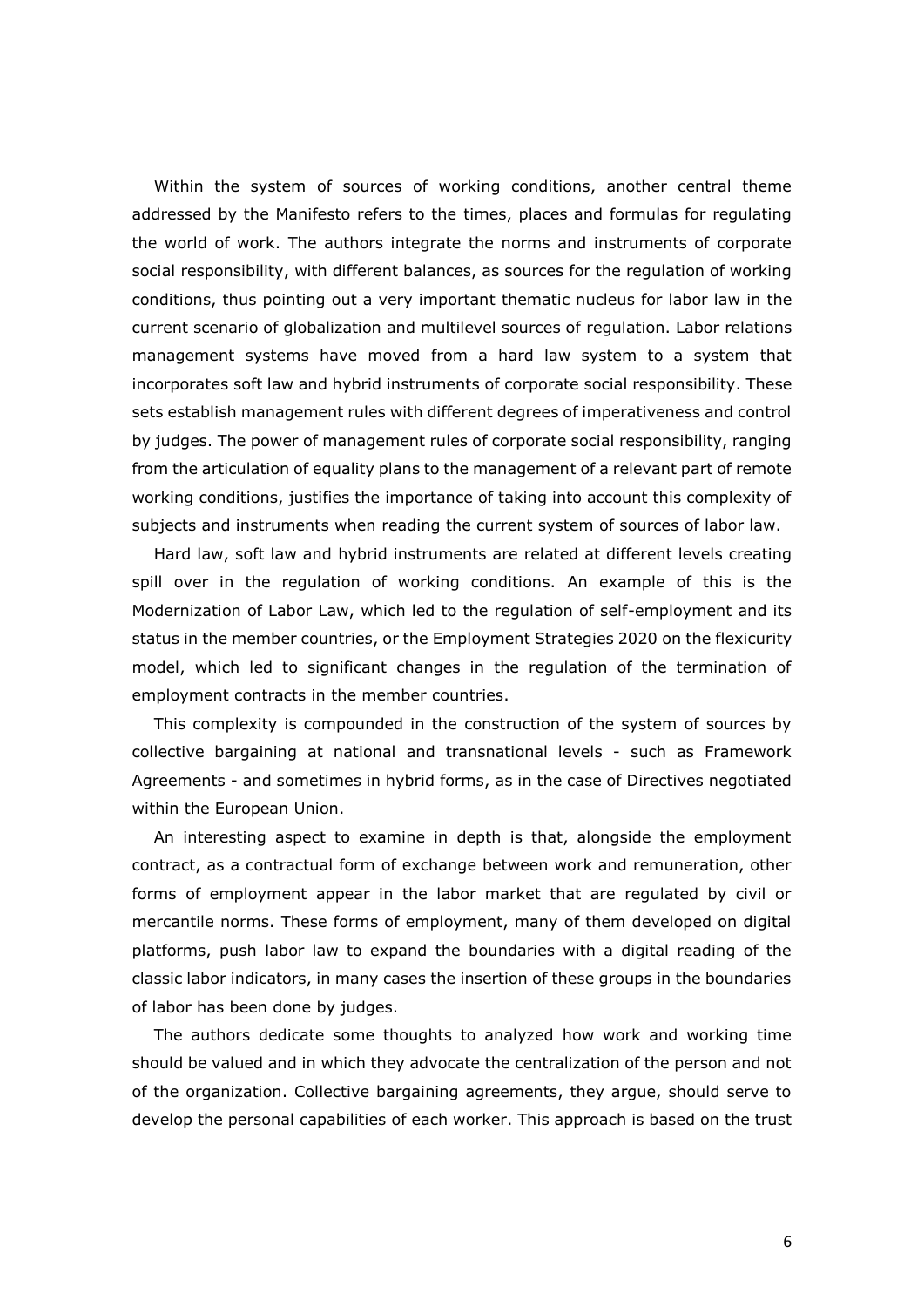Within the system of sources of working conditions, another central theme addressed by the Manifesto refers to the times, places and formulas for regulating the world of work. The authors integrate the norms and instruments of corporate social responsibility, with different balances, as sources for the regulation of working conditions, thus pointing out a very important thematic nucleus for labor law in the current scenario of globalization and multilevel sources of regulation. Labor relations management systems have moved from a hard law system to a system that incorporates soft law and hybrid instruments of corporate social responsibility. These sets establish management rules with different degrees of imperativeness and control by judges. The power of management rules of corporate social responsibility, ranging from the articulation of equality plans to the management of a relevant part of remote working conditions, justifies the importance of taking into account this complexity of subjects and instruments when reading the current system of sources of labor law.

Hard law, soft law and hybrid instruments are related at different levels creating spill over in the regulation of working conditions. An example of this is the Modernization of Labor Law, which led to the regulation of self-employment and its status in the member countries, or the Employment Strategies 2020 on the flexicurity model, which led to significant changes in the regulation of the termination of employment contracts in the member countries.

This complexity is compounded in the construction of the system of sources by collective bargaining at national and transnational levels - such as Framework Agreements - and sometimes in hybrid forms, as in the case of Directives negotiated within the European Union.

An interesting aspect to examine in depth is that, alongside the employment contract, as a contractual form of exchange between work and remuneration, other forms of employment appear in the labor market that are regulated by civil or mercantile norms. These forms of employment, many of them developed on digital platforms, push labor law to expand the boundaries with a digital reading of the classic labor indicators, in many cases the insertion of these groups in the boundaries of labor has been done by judges.

The authors dedicate some thoughts to analyzed how work and working time should be valued and in which they advocate the centralization of the person and not of the organization. Collective bargaining agreements, they argue, should serve to develop the personal capabilities of each worker. This approach is based on the trust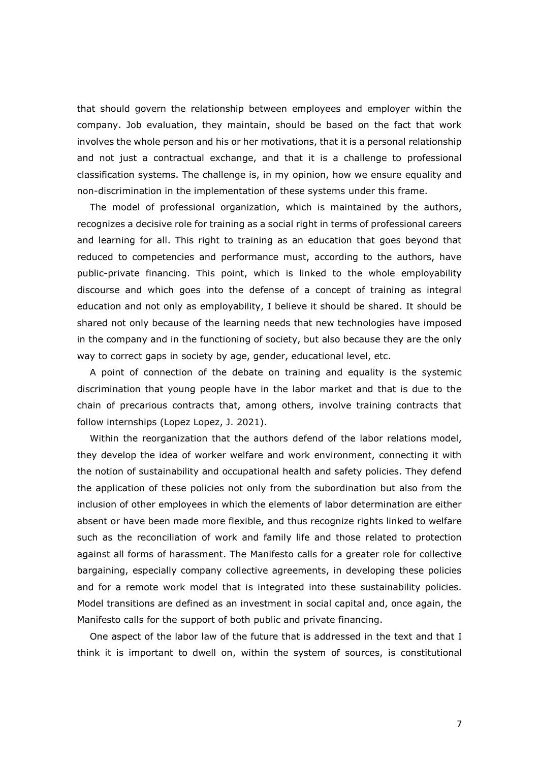that should govern the relationship between employees and employer within the company. Job evaluation, they maintain, should be based on the fact that work involves the whole person and his or her motivations, that it is a personal relationship and not just a contractual exchange, and that it is a challenge to professional classification systems. The challenge is, in my opinion, how we ensure equality and non-discrimination in the implementation of these systems under this frame.

The model of professional organization, which is maintained by the authors, recognizes a decisive role for training as a social right in terms of professional careers and learning for all. This right to training as an education that goes beyond that reduced to competencies and performance must, according to the authors, have public-private financing. This point, which is linked to the whole employability discourse and which goes into the defense of a concept of training as integral education and not only as employability, I believe it should be shared. It should be shared not only because of the learning needs that new technologies have imposed in the company and in the functioning of society, but also because they are the only way to correct gaps in society by age, gender, educational level, etc.

A point of connection of the debate on training and equality is the systemic discrimination that young people have in the labor market and that is due to the chain of precarious contracts that, among others, involve training contracts that follow internships (Lopez Lopez, J. 2021).

Within the reorganization that the authors defend of the labor relations model, they develop the idea of worker welfare and work environment, connecting it with the notion of sustainability and occupational health and safety policies. They defend the application of these policies not only from the subordination but also from the inclusion of other employees in which the elements of labor determination are either absent or have been made more flexible, and thus recognize rights linked to welfare such as the reconciliation of work and family life and those related to protection against all forms of harassment. The Manifesto calls for a greater role for collective bargaining, especially company collective agreements, in developing these policies and for a remote work model that is integrated into these sustainability policies. Model transitions are defined as an investment in social capital and, once again, the Manifesto calls for the support of both public and private financing.

One aspect of the labor law of the future that is addressed in the text and that I think it is important to dwell on, within the system of sources, is constitutional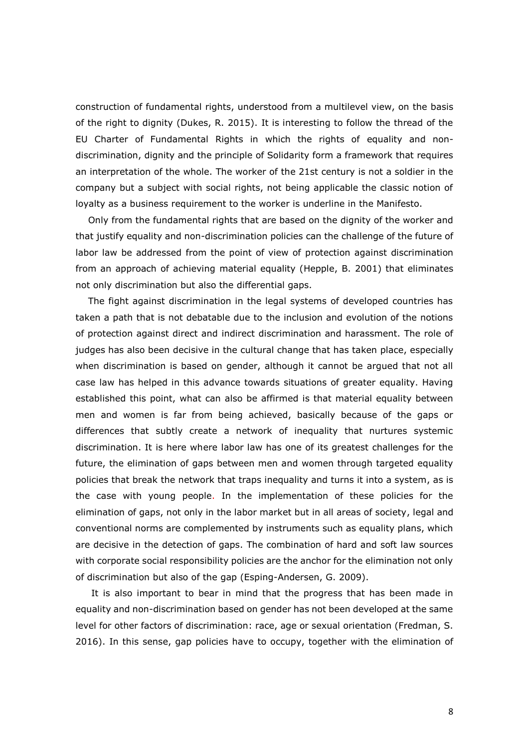construction of fundamental rights, understood from a multilevel view, on the basis of the right to dignity (Dukes, R. 2015). It is interesting to follow the thread of the EU Charter of Fundamental Rights in which the rights of equality and non-discrimination, dignity and the principle of Solidarity form a framework that requires an interpretation of the whole. The worker of the 21st century is not a soldier in the company but a subject with social rights, not being applicable the classic notion of loyalty as a business requirement to the worker is underline in the Manifesto.

Only from the fundamental rights that are based on the dignity of the worker and that justify equality and non-discrimination policies can the challenge of the future of labor law be addressed from the point of view of protection against discrimination from an approach of achieving material equality (Hepple, B. 2001) that eliminates not only discrimination but also the differential gaps.

The fight against discrimination in the legal systems of developed countries has taken a path that is not debatable due to the inclusion and evolution of the notions of protection against direct and indirect discrimination and harassment. The role of judges has also been decisive in the cultural change that has taken place, especially when discrimination is based on gender, although it cannot be argued that not all case law has helped in this advance towards situations of greater equality. Having established this point, what can also be affirmed is that material equality between men and women is far from being achieved, basically because of the gaps or differences that subtly create a network of inequality that nurtures systemic discrimination. It is here where labor law has one of its greatest challenges for the future, the elimination of gaps between men and women through targeted equality policies that break the network that traps inequality and turns it into a system, as is the case with young people. In the implementation of these policies for the elimination of gaps, not only in the labor market but in all areas of society, legal and conventional norms are complemented by instruments such as equality plans, which are decisive in the detection of gaps. The combination of hard and soft law sources with corporate social responsibility policies are the anchor for the elimination not only of discrimination but also of the gap (Esping-Andersen, G. 2009).

It is also important to bear in mind that the progress that has been made in equality and non-discrimination based on gender has not been developed at the same level for other factors of discrimination: race, age or sexual orientation (Fredman, S. 2016). In this sense, gap policies have to occupy, together with the elimination of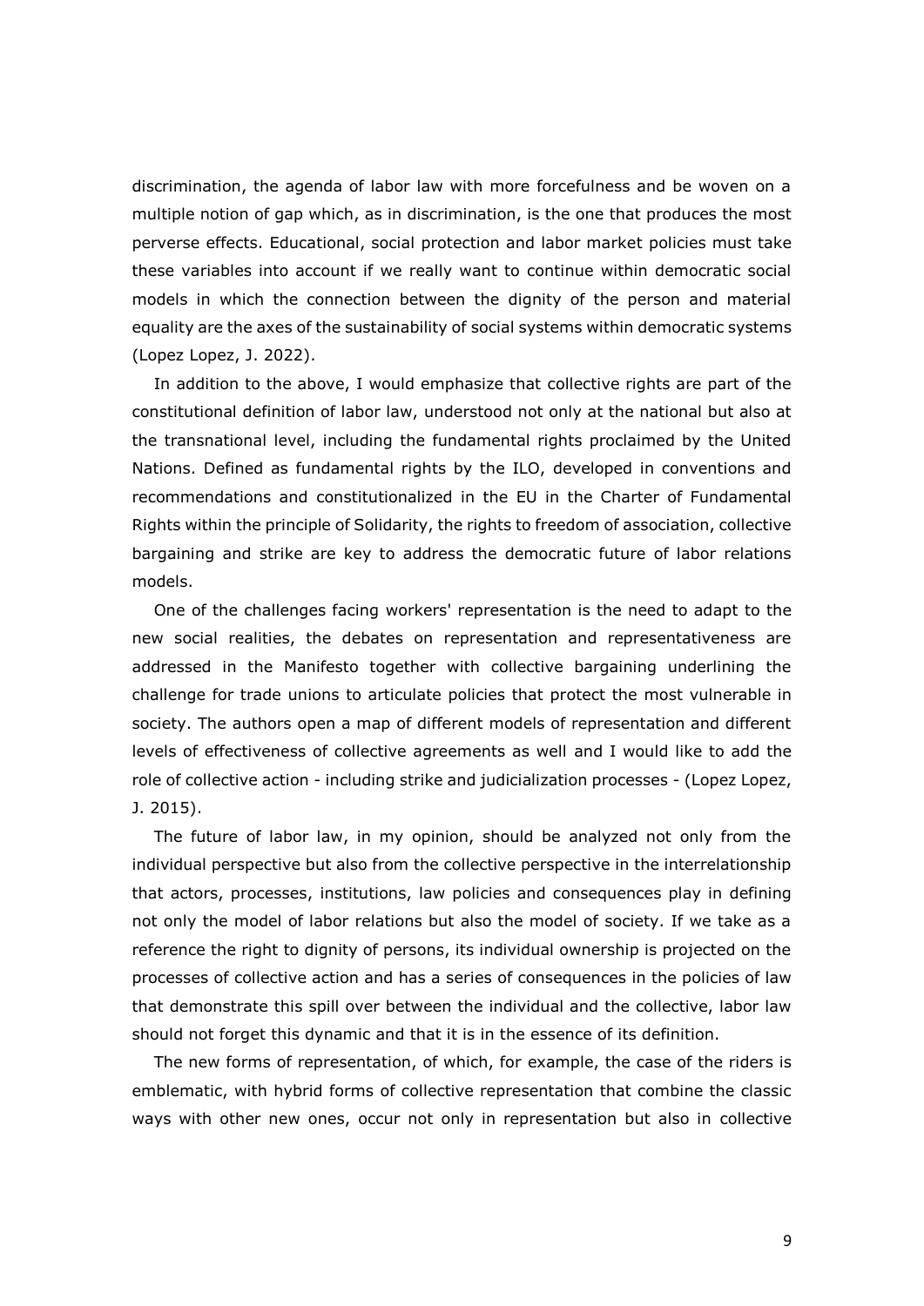discrimination, the agenda of labor law with more forcefulness and be woven on a multiple notion of gap which, as in discrimination, is the one that produces the most perverse effects. Educational, social protection and labor market policies must take these variables into account if we really want to continue within democratic social models in which the connection between the dignity of the person and material equality are the axes of the sustainability of social systems within democratic systems (Lopez Lopez, J. 2022).

In addition to the above, I would emphasize that collective rights are part of the constitutional definition of labor law, understood not only at the national but also at the transnational level, including the fundamental rights proclaimed by the United Nations. Defined as fundamental rights by the ILO, developed in conventions and recommendations and constitutionalized in the EU in the Charter of Fundamental Rights within the principle of Solidarity, the rights to freedom of association, collective bargaining and strike are key to address the democratic future of labor relations models.

One of the challenges facing workers' representation is the need to adapt to the new social realities, the debates on representation and representativeness are addressed in the Manifesto together with collective bargaining underlining the challenge for trade unions to articulate policies that protect the most vulnerable in society. The authors open a map of different models of representation and different levels of effectiveness of collective agreements as well and I would like to add the role of collective action - including strike and judicialization processes - (Lopez Lopez, J. 2015).

The future of labor law, in my opinion, should be analyzed not only from the individual perspective but also from the collective perspective in the interrelationship that actors, processes, institutions, law policies and consequences play in defining not only the model of labor relations but also the model of society. If we take as a reference the right to dignity of persons, its individual ownership is projected on the processes of collective action and has a series of consequences in the policies of law that demonstrate this spill over between the individual and the collective, labor law should not forget this dynamic and that it is in the essence of its definition.

The new forms of representation, of which, for example, the case of the riders is emblematic, with hybrid forms of collective representation that combine the classic ways with other new ones, occur not only in representation but also in collective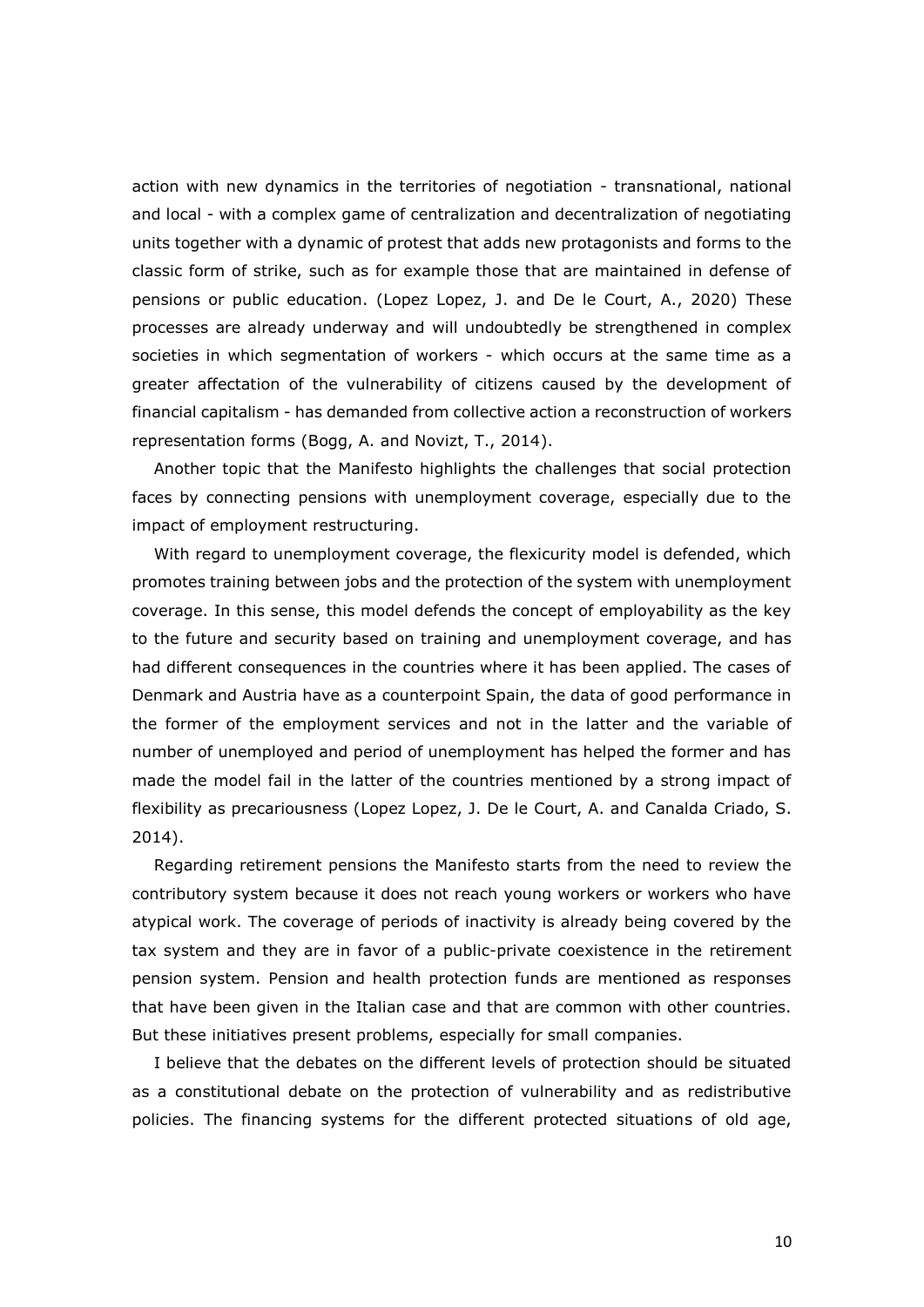action with new dynamics in the territories of negotiation - transnational, national and local - with a complex game of centralization and decentralization of negotiating units together with a dynamic of protest that adds new protagonists and forms to the classic form of strike, such as for example those that are maintained in defense of pensions or public education. (Lopez Lopez, J. and De le Court, A., 2020) These processes are already underway and will undoubtedly be strengthened in complex societies in which segmentation of workers - which occurs at the same time as a greater affectation of the vulnerability of citizens caused by the development of financial capitalism - has demanded from collective action a reconstruction of workers representation forms (Bogg, A. and Novizt, T., 2014).

Another topic that the Manifesto highlights the challenges that social protection faces by connecting pensions with unemployment coverage, especially due to the impact of employment restructuring.

With regard to unemployment coverage, the flexicurity model is defended, which promotes training between jobs and the protection of the system with unemployment coverage. In this sense, this model defends the concept of employability as the key to the future and security based on training and unemployment coverage, and has had different consequences in the countries where it has been applied. The cases of Denmark and Austria have as a counterpoint Spain, the data of good performance in the former of the employment services and not in the latter and the variable of number of unemployed and period of unemployment has helped the former and has made the model fail in the latter of the countries mentioned by a strong impact of flexibility as precariousness (Lopez Lopez, J. De le Court, A. and Canalda Criado, S. 2014).

Regarding retirement pensions the Manifesto starts from the need to review the contributory system because it does not reach young workers or workers who have atypical work. The coverage of periods of inactivity is already being covered by the tax system and they are in favor of a public-private coexistence in the retirement pension system. Pension and health protection funds are mentioned as responses that have been given in the Italian case and that are common with other countries. But these initiatives present problems, especially for small companies.

I believe that the debates on the different levels of protection should be situated as a constitutional debate on the protection of vulnerability and as redistributive policies. The financing systems for the different protected situations of old age,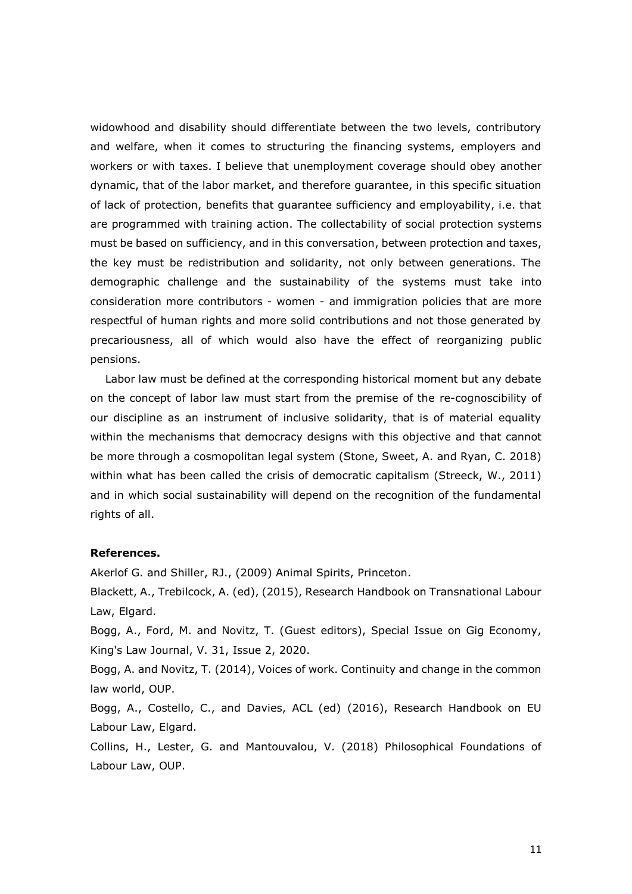widowhood and disability should differentiate between the two levels, contributory and welfare, when it comes to structuring the financing systems, employers and workers or with taxes. I believe that unemployment coverage should obey another dynamic, that of the labor market, and therefore guarantee, in this specific situation of lack of protection, benefits that guarantee sufficiency and employability, i.e. that are programmed with training action. The collectability of social protection systems must be based on sufficiency, and in this conversation, between protection and taxes, the key must be redistribution and solidarity, not only between generations. The demographic challenge and the sustainability of the systems must take into consideration more contributors - women - and immigration policies that are more respectful of human rights and more solid contributions and not those generated by precariousness, all of which would also have the effect of reorganizing public pensions.

Labor law must be defined at the corresponding historical moment but any debate on the concept of labor law must start from the premise of the re-cognoscibility of our discipline as an instrument of inclusive solidarity, that is of material equality within the mechanisms that democracy designs with this objective and that cannot be more through a cosmopolitan legal system (Stone, Sweet, A. and Ryan, C. 2018) within what has been called the crisis of democratic capitalism (Streeck, W., 2011) and in which social sustainability will depend on the recognition of the fundamental rights of all.

**References.**

Akerlof G. and Shiller, RJ., (2009) Animal Spirits, Princeton.

Blackett, A., Trebilcock, A. (ed), (2015), Research Handbook on Transnational Labour Law, Elgard.

Bogg, A., Ford, M. and Novitz, T. (Guest editors), Special Issue on Gig Economy, King's Law Journal, V. 31, Issue 2, 2020.

Bogg, A. and Novitz, T. (2014), Voices of work. Continuity and change in the common law world, OUP.

Bogg, A., Costello, C., and Davies, ACL (ed) (2016), Research Handbook on EU Labour Law, Elgard.

Collins, H., Lester, G. and Mantouvalou, V. (2018) Philosophical Foundations of Labour Law, OUP.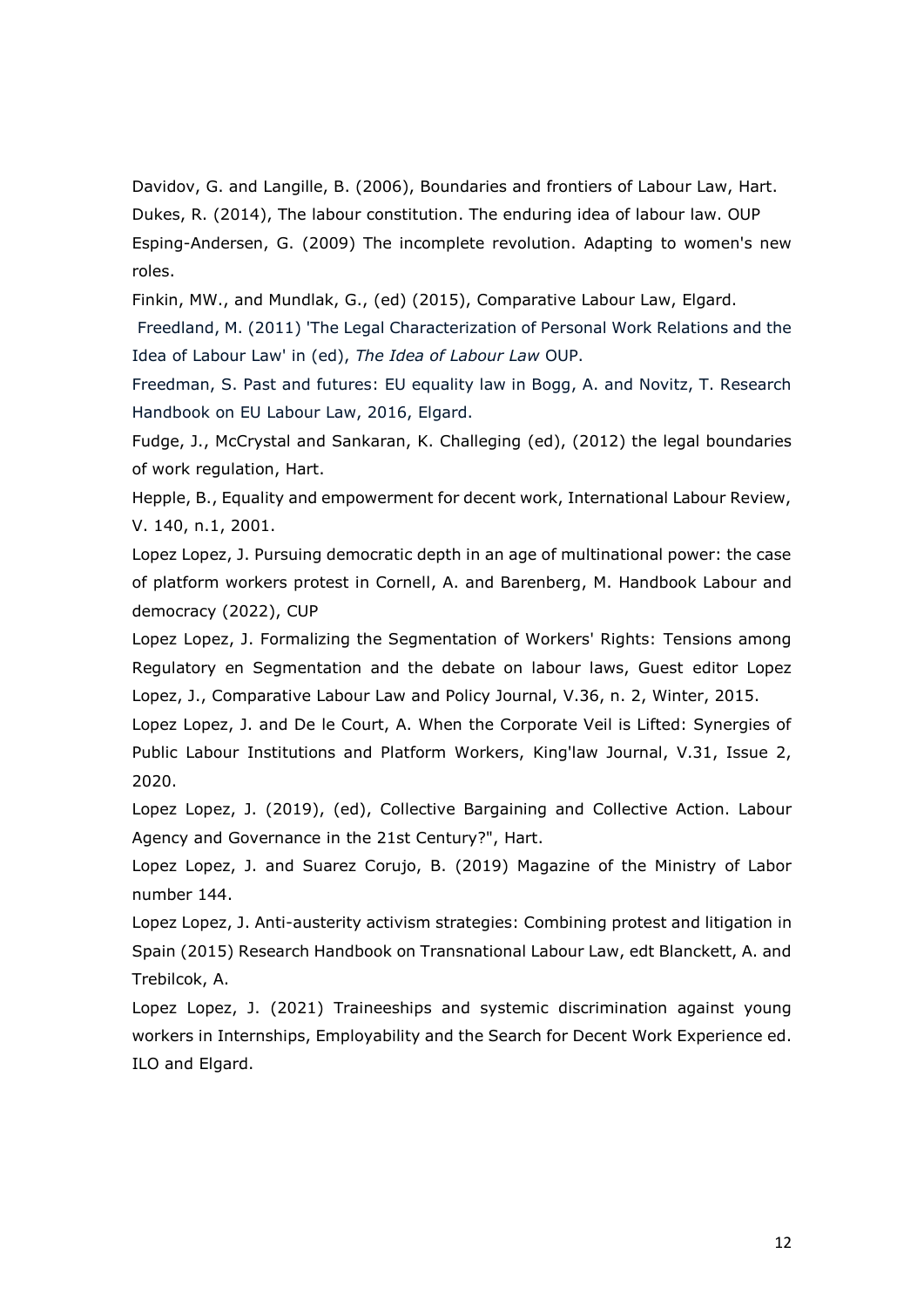Davidov, G. and Langille, B. (2006), Boundaries and frontiers of Labour Law, Hart.

Dukes, R. (2014), The labour constitution. The enduring idea of labour law. OUP

Esping-Andersen, G. (2009) The incomplete revolution. Adapting to women's new roles.

Finkin, MW., and Mundlak, G., (ed) (2015), Comparative Labour Law, Elgard.

Freedland, M. (2011) 'The Legal Characterization of Personal Work Relations and the Idea of Labour Law' in (ed), *The Idea of Labour Law* OUP.

Freedman, S. Past and futures: EU equality law in Bogg, A. and Novitz, T. Research Handbook on EU Labour Law, 2016, Elgard.

Fudge, J., McCrystal and Sankaran, K. Challeging (ed), (2012) the legal boundaries of work regulation, Hart.

Hepple, B., Equality and empowerment for decent work, International Labour Review, V. 140, n.1, 2001.

Lopez Lopez, J. Pursuing democratic depth in an age of multinational power: the case of platform workers protest in Cornell, A. and Barenberg, M. Handbook Labour and democracy (2022), CUP

Lopez Lopez, J. Formalizing the Segmentation of Workers' Rights: Tensions among Regulatory en Segmentation and the debate on labour laws, Guest editor Lopez Lopez, J., Comparative Labour Law and Policy Journal, V.36, n. 2, Winter, 2015.

Lopez Lopez, J. and De le Court, A. When the Corporate Veil is Lifted: Synergies of Public Labour Institutions and Platform Workers, King'law Journal, V.31, Issue 2, 2020.

Lopez Lopez, J. (2019), (ed), Collective Bargaining and Collective Action. Labour Agency and Governance in the 21st Century?", Hart.

Lopez Lopez, J. and Suarez Corujo, B. (2019) Magazine of the Ministry of Labor number 144.

Lopez Lopez, J. Anti-austerity activism strategies: Combining protest and litigation in Spain (2015) Research Handbook on Transnational Labour Law, edt Blanckett, A. and Trebilcok, A.

Lopez Lopez, J. (2021) Traineeships and systemic discrimination against young workers in Internships, Employability and the Search for Decent Work Experience ed. ILO and Elgard.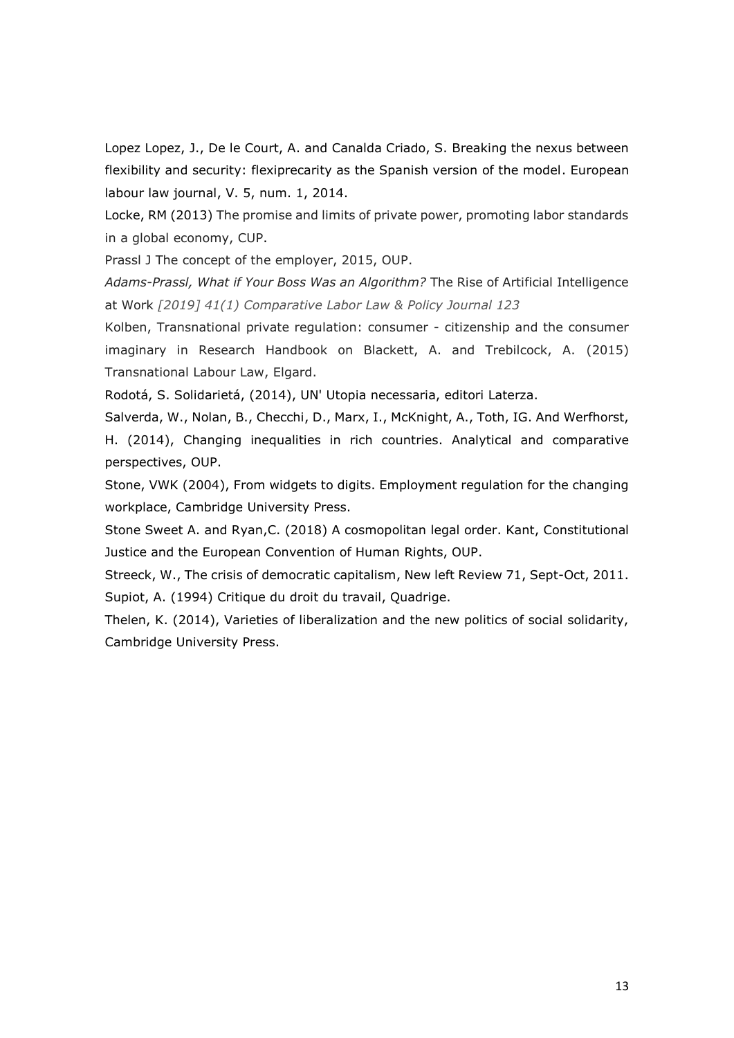Lopez Lopez, J., De le Court, A. and Canalda Criado, S. Breaking the nexus between flexibility and security: flexiprecarity as the Spanish version of the model. European labour law journal, V. 5, num. 1, 2014.

Locke, RM (2013) The promise and limits of private power, promoting labor standards in a global economy, CUP.

Prassl J The concept of the employer, 2015, OUP.

*Adams-Prassl, What if Your Boss Was an Algorithm?* The Rise of Artificial Intelligence at Work *[2019] 41(1) Comparative Labor Law & Policy Journal 123*

Kolben, Transnational private regulation: consumer - citizenship and the consumer imaginary in Research Handbook on Blackett, A. and Trebilcock, A. (2015) Transnational Labour Law, Elgard.

Rodotá, S. Solidarietá, (2014), UN' Utopia necessaria, editori Laterza.

Salverda, W., Nolan, B., Checchi, D., Marx, I., McKnight, A., Toth, IG. And Werfhorst, H. (2014), Changing inequalities in rich countries. Analytical and comparative perspectives, OUP.

Stone, VWK (2004), From widgets to digits. Employment regulation for the changing workplace, Cambridge University Press.

Stone Sweet A. and Ryan,C. (2018) A cosmopolitan legal order. Kant, Constitutional Justice and the European Convention of Human Rights, OUP.

Streeck, W., The crisis of democratic capitalism, New left Review 71, Sept-Oct, 2011.

Supiot, A. (1994) Critique du droit du travail, Quadrige.

Thelen, K. (2014), Varieties of liberalization and the new politics of social solidarity, Cambridge University Press.